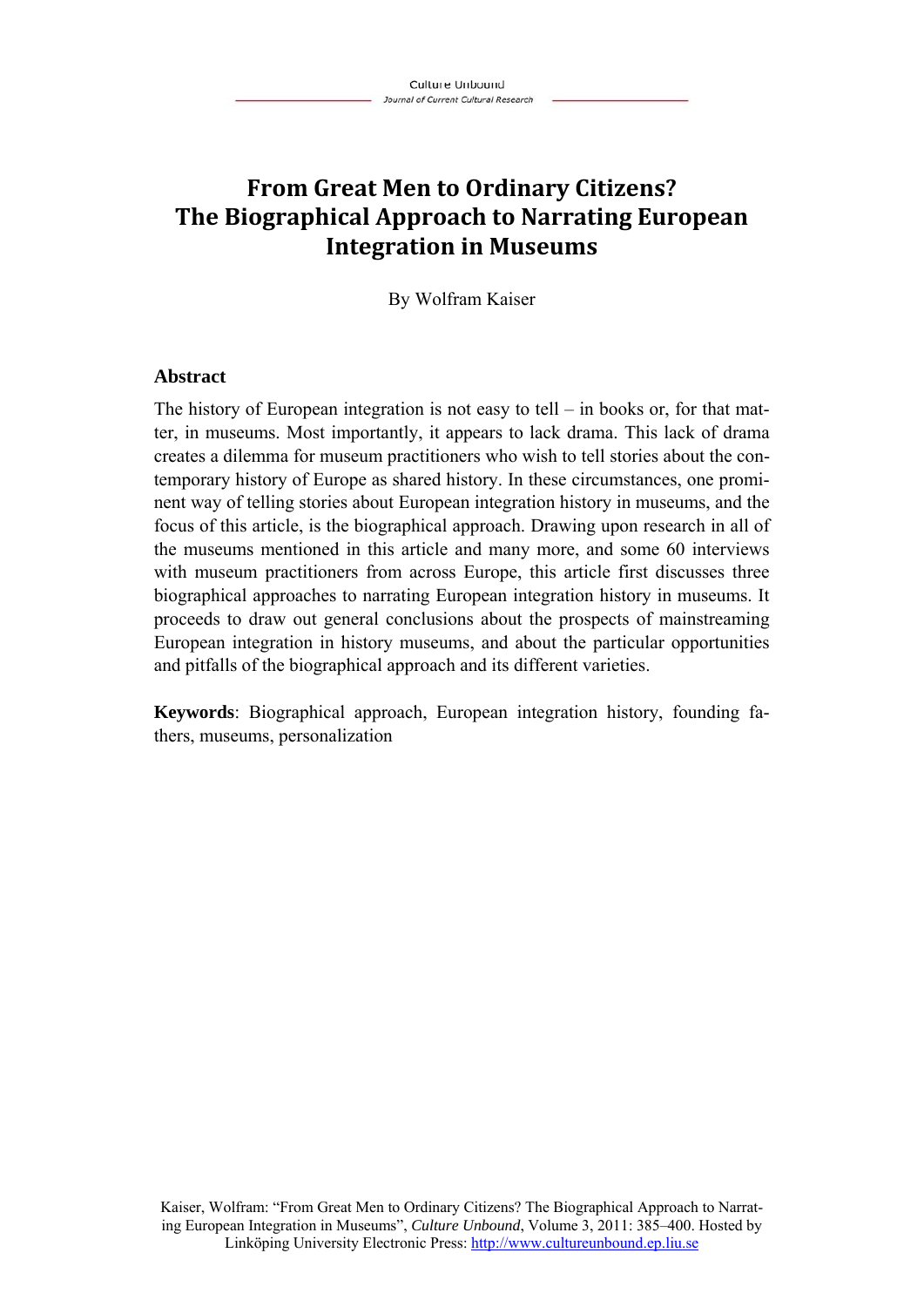# From Great Men to Ordinary Citizens? The Biographical Approach to Narrating European Integration in Museums

By Wolfram Kaiser

## Abstract

The history of European integration is not easy to tell – in books or, for that matter, in museums. Most importantly, it appears to lack drama. This lack of drama creates a dilemma for museum practitioners who wish to tell stories about the contemporary history of Europe as shared history. In these circumstances, one prominent way of telling stories about European integration history in museums, and the focus of this article, is the biographical approach. Drawing upon research in all of the museums mentioned in this article and many more, and some 60 interviews with museum practitioners from across Europe, this article first discusses three biographical approaches to narrating European integration history in museums. It proceeds to draw out general conclusions about the prospects of mainstreaming European integration in history museums, and about the particular opportunities and pitfalls of the biographical approach and its different varieties.

**Keywords**: Biographical approach, European integration history, founding fathers, museums, personalization

Kaiser, Wolfram: "From Great Men to Ordinary Citizens? The Biographical Approach to Narrating European Integration in Museums", *Culture Unbound*, Volume 3, 2011: 385–400. Hosted by Linköping University Electronic Press: http://www.cultureunbound.ep.liu.se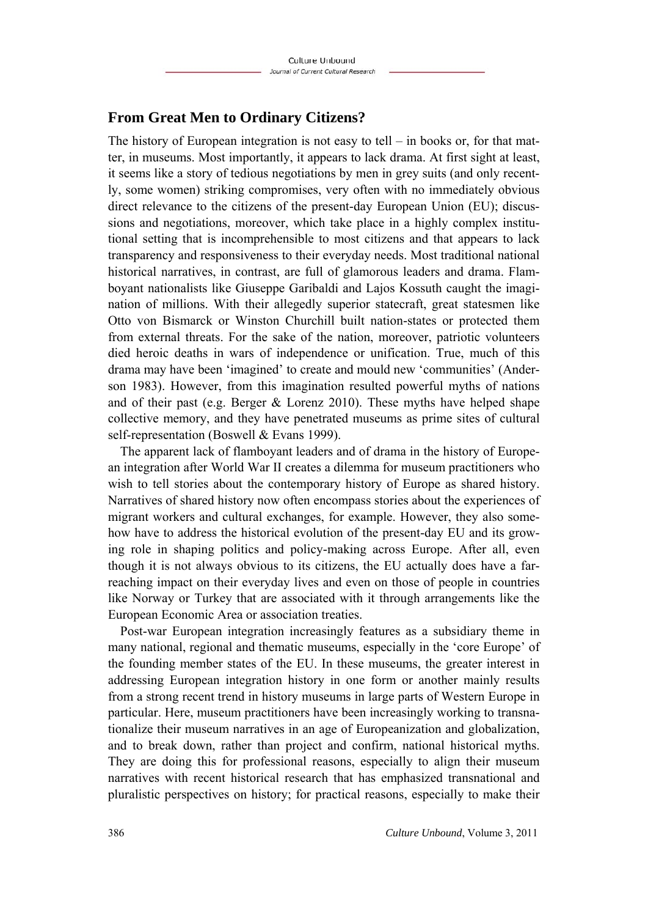## From Great Men to Ordinary Citizens?

The history of European integration is not easy to tell – in books or, for that matter, in museums. Most importantly, it appears to lack drama. At first sight at least, it seems like a story of tedious negotiations by men in grey suits (and only recently, some women) striking compromises, very often with no immediately obvious direct relevance to the citizens of the present-day European Union (EU); discussions and negotiations, moreover, which take place in a highly complex institutional setting that is incomprehensible to most citizens and that appears to lack transparency and responsiveness to their everyday needs. Most traditional national historical narratives, in contrast, are full of glamorous leaders and drama. Flamboyant nationalists like Giuseppe Garibaldi and Lajos Kossuth caught the imagination of millions. With their allegedly superior statecraft, great statesmen like Otto von Bismarck or Winston Churchill built nation-states or protected them from external threats. For the sake of the nation, moreover, patriotic volunteers died heroic deaths in wars of independence or unification. True, much of this drama may have been 'imagined' to create and mould new 'communities' (Anderson 1983). However, from this imagination resulted powerful myths of nations and of their past (e.g. Berger & Lorenz 2010). These myths have helped shape collective memory, and they have penetrated museums as prime sites of cultural self-representation (Boswell & Evans 1999).

The apparent lack of flamboyant leaders and of drama in the history of European integration after World War II creates a dilemma for museum practitioners who wish to tell stories about the contemporary history of Europe as shared history. Narratives of shared history now often encompass stories about the experiences of migrant workers and cultural exchanges, for example. However, they also somehow have to address the historical evolution of the present-day EU and its growing role in shaping politics and policy-making across Europe. After all, even though it is not always obvious to its citizens, the EU actually does have a far-reaching impact on their everyday lives and even on those of people in countries like Norway or Turkey that are associated with it through arrangements like the European Economic Area or association treaties.

Post-war European integration increasingly features as a subsidiary theme in many national, regional and thematic museums, especially in the 'core Europe' of the founding member states of the EU. In these museums, the greater interest in addressing European integration history in one form or another mainly results from a strong recent trend in history museums in large parts of Western Europe in particular. Here, museum practitioners have been increasingly working to transnationalize their museum narratives in an age of Europeanization and globalization, and to break down, rather than project and confirm, national historical myths. They are doing this for professional reasons, especially to align their museum narratives with recent historical research that has emphasized transnational and pluralistic perspectives on history; for practical reasons, especially to make their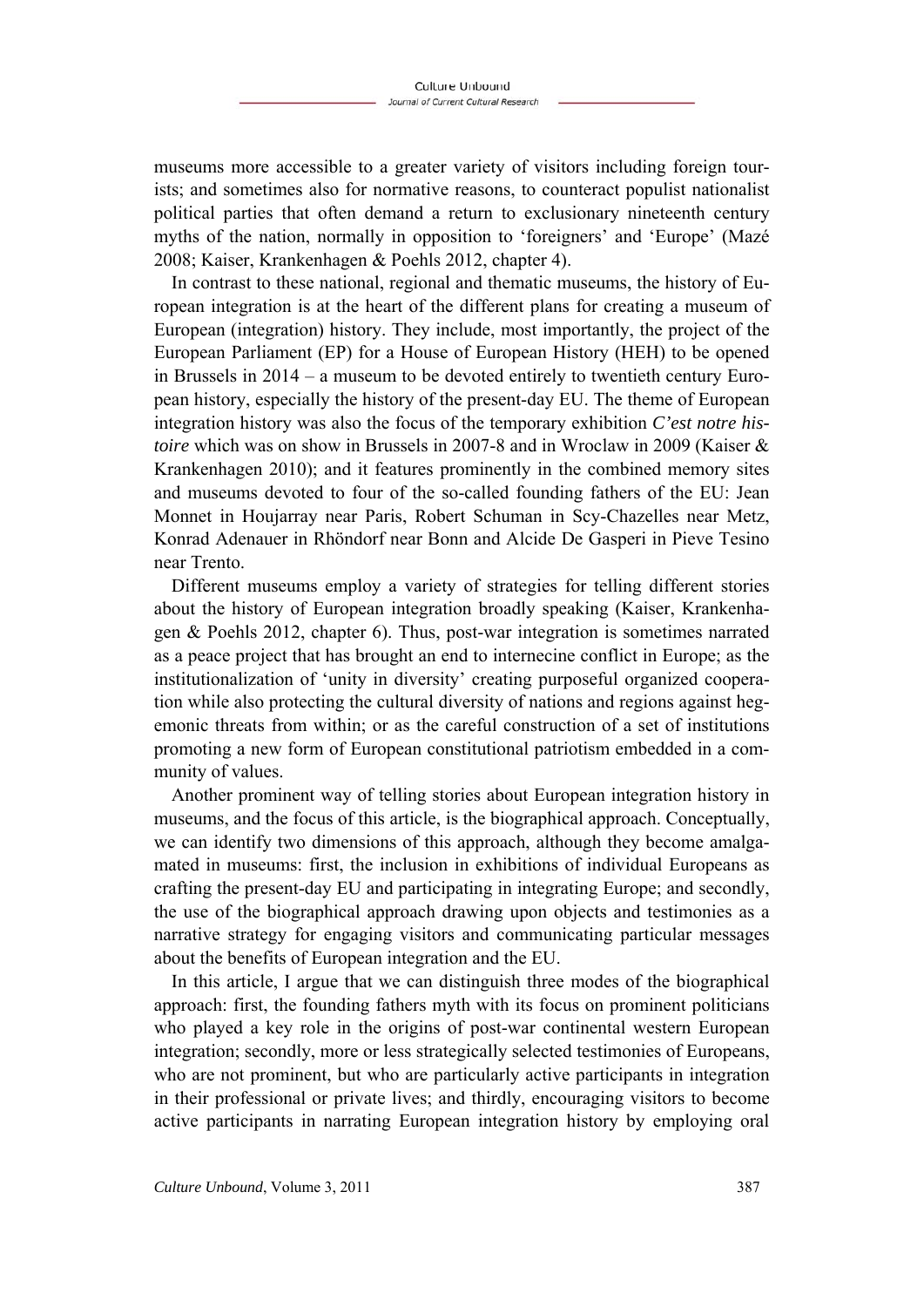museums more accessible to a greater variety of visitors including foreign tourists; and sometimes also for normative reasons, to counteract populist nationalist political parties that often demand a return to exclusionary nineteenth century myths of the nation, normally in opposition to 'foreigners' and 'Europe' (Mazé 2008; Kaiser, Krankenhagen & Poehls 2012, chapter 4).

In contrast to these national, regional and thematic museums, the history of European integration is at the heart of the different plans for creating a museum of European (integration) history. They include, most importantly, the project of the European Parliament (EP) for a House of European History (HEH) to be opened in Brussels in 2014 – a museum to be devoted entirely to twentieth century European history, especially the history of the present-day EU. The theme of European integration history was also the focus of the temporary exhibition *C'est notre histoire* which was on show in Brussels in 2007-8 and in Wroclaw in 2009 (Kaiser & Krankenhagen 2010); and it features prominently in the combined memory sites and museums devoted to four of the so-called founding fathers of the EU: Jean Monnet in Houjarray near Paris, Robert Schuman in Scy-Chazelles near Metz, Konrad Adenauer in Rhöndorf near Bonn and Alcide De Gasperi in Pieve Tesino near Trento.

Different museums employ a variety of strategies for telling different stories about the history of European integration broadly speaking (Kaiser, Krankenhagen & Poehls 2012, chapter 6). Thus, post-war integration is sometimes narrated as a peace project that has brought an end to internecine conflict in Europe; as the institutionalization of 'unity in diversity' creating purposeful organized cooperation while also protecting the cultural diversity of nations and regions against hegemonic threats from within; or as the careful construction of a set of institutions promoting a new form of European constitutional patriotism embedded in a community of values.

Another prominent way of telling stories about European integration history in museums, and the focus of this article, is the biographical approach. Conceptually, we can identify two dimensions of this approach, although they become amalgamated in museums: first, the inclusion in exhibitions of individual Europeans as crafting the present-day EU and participating in integrating Europe; and secondly, the use of the biographical approach drawing upon objects and testimonies as a narrative strategy for engaging visitors and communicating particular messages about the benefits of European integration and the EU.

In this article, I argue that we can distinguish three modes of the biographical approach: first, the founding fathers myth with its focus on prominent politicians who played a key role in the origins of post-war continental western European integration; secondly, more or less strategically selected testimonies of Europeans, who are not prominent, but who are particularly active participants in integration in their professional or private lives; and thirdly, encouraging visitors to become active participants in narrating European integration history by employing oral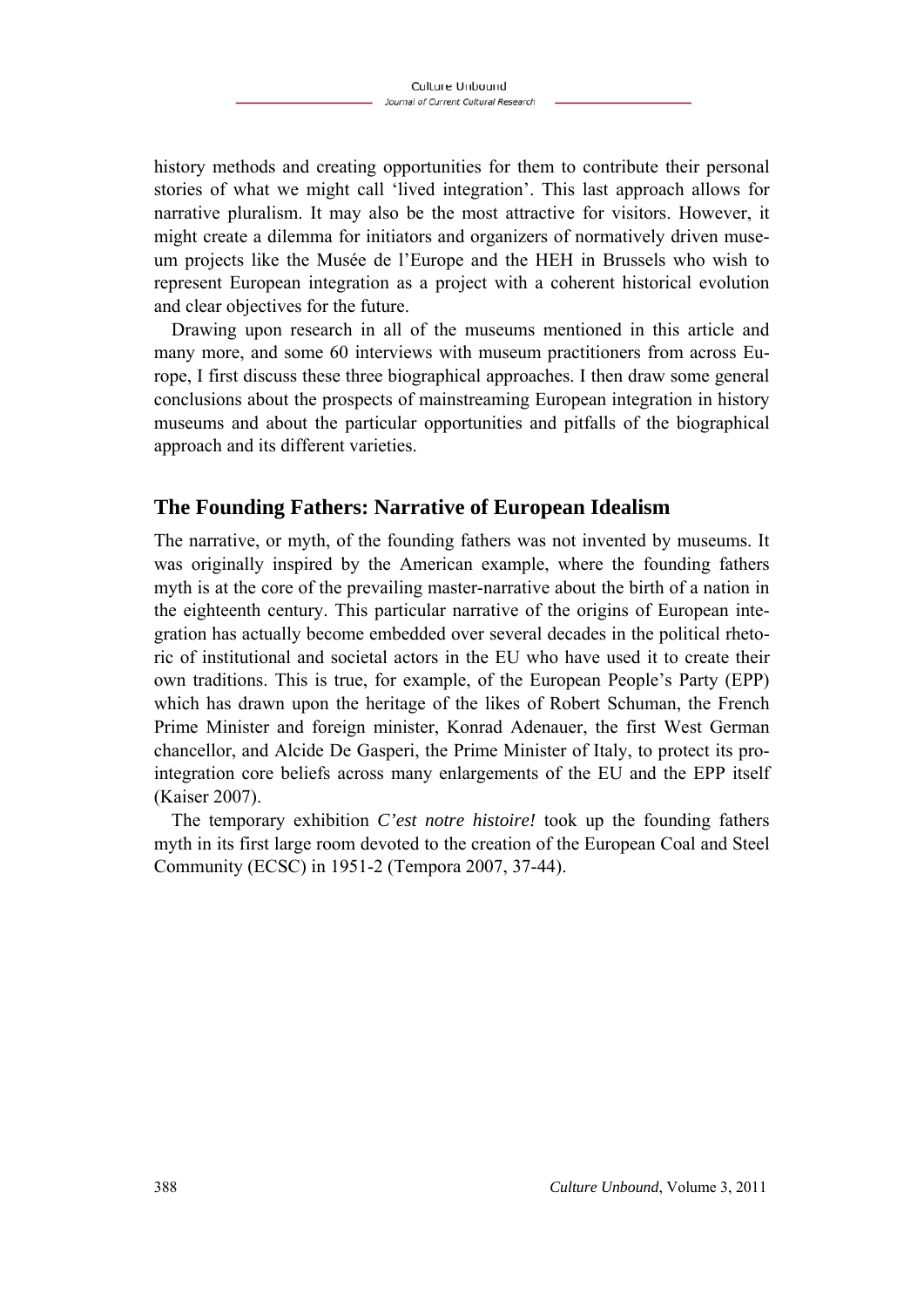history methods and creating opportunities for them to contribute their personal stories of what we might call 'lived integration'. This last approach allows for narrative pluralism. It may also be the most attractive for visitors. However, it might create a dilemma for initiators and organizers of normatively driven museum projects like the Musée de l'Europe and the HEH in Brussels who wish to represent European integration as a project with a coherent historical evolution and clear objectives for the future.

Drawing upon research in all of the museums mentioned in this article and many more, and some 60 interviews with museum practitioners from across Europe, I first discuss these three biographical approaches. I then draw some general conclusions about the prospects of mainstreaming European integration in history museums and about the particular opportunities and pitfalls of the biographical approach and its different varieties.

## The Founding Fathers: Narrative of European Idealism

The narrative, or myth, of the founding fathers was not invented by museums. It was originally inspired by the American example, where the founding fathers myth is at the core of the prevailing master-narrative about the birth of a nation in the eighteenth century. This particular narrative of the origins of European integration has actually become embedded over several decades in the political rhetoric of institutional and societal actors in the EU who have used it to create their own traditions. This is true, for example, of the European People's Party (EPP) which has drawn upon the heritage of the likes of Robert Schuman, the French Prime Minister and foreign minister, Konrad Adenauer, the first West German chancellor, and Alcide De Gasperi, the Prime Minister of Italy, to protect its pro-integration core beliefs across many enlargements of the EU and the EPP itself (Kaiser 2007).

The temporary exhibition *C'est notre histoire!* took up the founding fathers myth in its first large room devoted to the creation of the European Coal and Steel Community (ECSC) in 1951-2 (Tempora 2007, 37-44).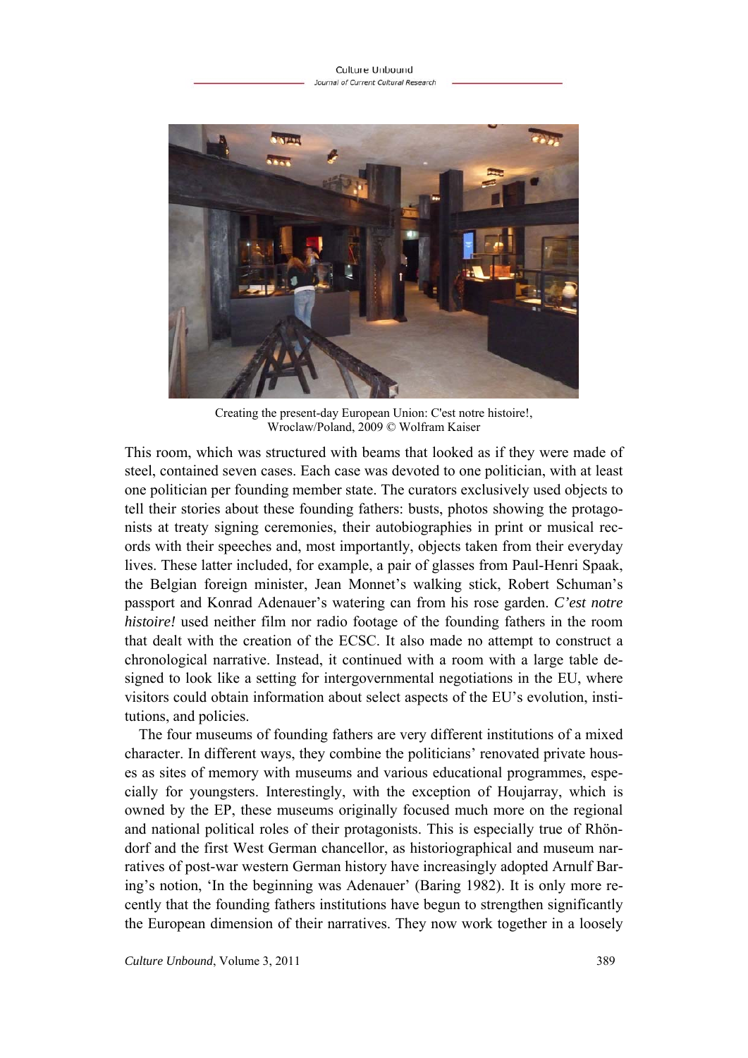Creating the present-day European Union: C'est notre histoire!, Wroclaw/Poland, 2009 © Wolfram Kaiser

This room, which was structured with beams that looked as if they were made of steel, contained seven cases. Each case was devoted to one politician, with at least one politician per founding member state. The curators exclusively used objects to tell their stories about these founding fathers: busts, photos showing the protagonists at treaty signing ceremonies, their autobiographies in print or musical records with their speeches and, most importantly, objects taken from their everyday lives. These latter included, for example, a pair of glasses from Paul-Henri Spaak, the Belgian foreign minister, Jean Monnet's walking stick, Robert Schuman's passport and Konrad Adenauer's watering can from his rose garden. *C'est notre histoire!* used neither film nor radio footage of the founding fathers in the room that dealt with the creation of the ECSC. It also made no attempt to construct a chronological narrative. Instead, it continued with a room with a large table designed to look like a setting for intergovernmental negotiations in the EU, where visitors could obtain information about select aspects of the EU's evolution, institutions, and policies.

The four museums of founding fathers are very different institutions of a mixed character. In different ways, they combine the politicians' renovated private houses as sites of memory with museums and various educational programmes, especially for youngsters. Interestingly, with the exception of Houjarray, which is owned by the EP, these museums originally focused much more on the regional and national political roles of their protagonists. This is especially true of Rhöndorf and the first West German chancellor, as historiographical and museum narratives of post-war western German history have increasingly adopted Arnulf Baring's notion, 'In the beginning was Adenauer' (Baring 1982). It is only more recently that the founding fathers institutions have begun to strengthen significantly the European dimension of their narratives. They now work together in a loosely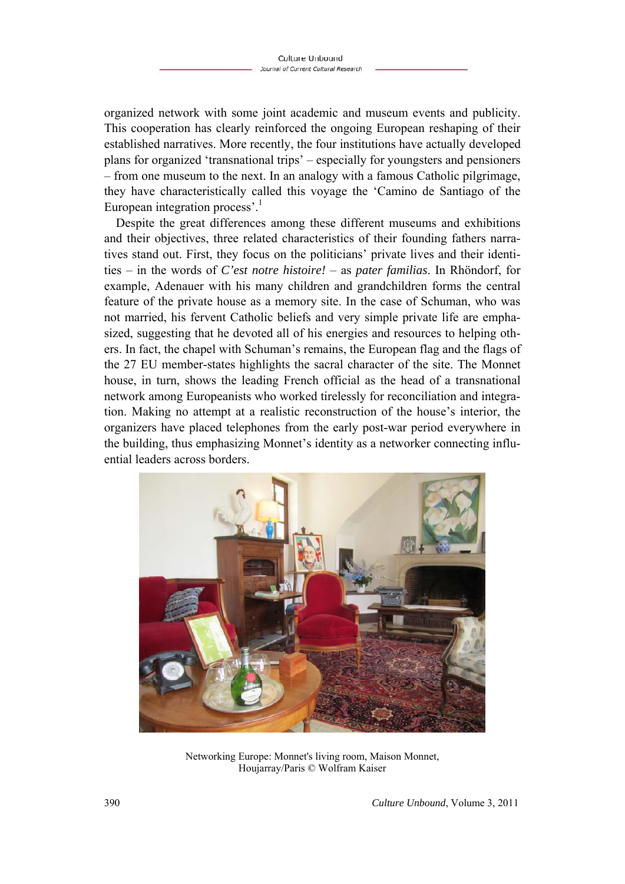organized network with some joint academic and museum events and publicity. This cooperation has clearly reinforced the ongoing European reshaping of their established narratives. More recently, the four institutions have actually developed plans for organized 'transnational trips' – especially for youngsters and pensioners – from one museum to the next. In an analogy with a famous Catholic pilgrimage, they have characteristically called this voyage the 'Camino de Santiago of the European integration process'.[1]

Despite the great differences among these different museums and exhibitions and their objectives, three related characteristics of their founding fathers narratives stand out. First, they focus on the politicians' private lives and their identities – in the words of *C'est notre histoire!* – as *pater familias*. In Rhöndorf, for example, Adenauer with his many children and grandchildren forms the central feature of the private house as a memory site. In the case of Schuman, who was not married, his fervent Catholic beliefs and very simple private life are emphasized, suggesting that he devoted all of his energies and resources to helping others. In fact, the chapel with Schuman's remains, the European flag and the flags of the 27 EU member-states highlights the sacral character of the site. The Monnet house, in turn, shows the leading French official as the head of a transnational network among Europeanists who worked tirelessly for reconciliation and integration. Making no attempt at a realistic reconstruction of the house's interior, the organizers have placed telephones from the early post-war period everywhere in the building, thus emphasizing Monnet's identity as a networker connecting influential leaders across borders.

Networking Europe: Monnet's living room, Maison Monnet, Houjarray/Paris © Wolfram Kaiser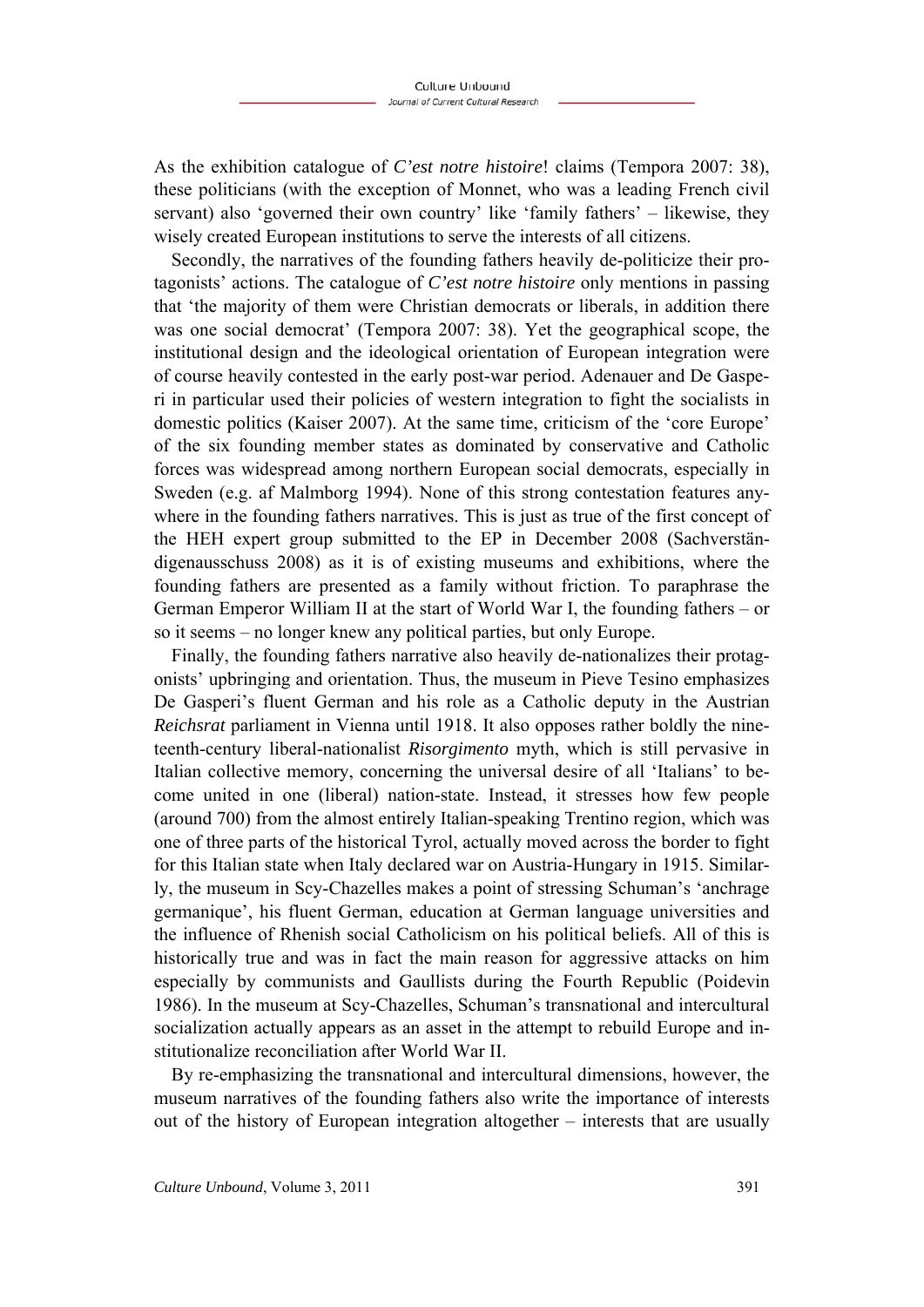As the exhibition catalogue of *C'est notre histoire*! claims (Tempora 2007: 38), these politicians (with the exception of Monnet, who was a leading French civil servant) also 'governed their own country' like 'family fathers' – likewise, they wisely created European institutions to serve the interests of all citizens.

Secondly, the narratives of the founding fathers heavily de-politicize their protagonists' actions. The catalogue of *C'est notre histoire* only mentions in passing that 'the majority of them were Christian democrats or liberals, in addition there was one social democrat' (Tempora 2007: 38). Yet the geographical scope, the institutional design and the ideological orientation of European integration were of course heavily contested in the early post-war period. Adenauer and De Gasperi in particular used their policies of western integration to fight the socialists in domestic politics (Kaiser 2007). At the same time, criticism of the 'core Europe' of the six founding member states as dominated by conservative and Catholic forces was widespread among northern European social democrats, especially in Sweden (e.g. af Malmborg 1994). None of this strong contestation features anywhere in the founding fathers narratives. This is just as true of the first concept of the HEH expert group submitted to the EP in December 2008 (Sachverständigenausschuss 2008) as it is of existing museums and exhibitions, where the founding fathers are presented as a family without friction. To paraphrase the German Emperor William II at the start of World War I, the founding fathers – or so it seems – no longer knew any political parties, but only Europe.

Finally, the founding fathers narrative also heavily de-nationalizes their protagonists' upbringing and orientation. Thus, the museum in Pieve Tesino emphasizes De Gasperi's fluent German and his role as a Catholic deputy in the Austrian *Reichsrat* parliament in Vienna until 1918. It also opposes rather boldly the nineteenth-century liberal-nationalist *Risorgimento* myth, which is still pervasive in Italian collective memory, concerning the universal desire of all 'Italians' to become united in one (liberal) nation-state. Instead, it stresses how few people (around 700) from the almost entirely Italian-speaking Trentino region, which was one of three parts of the historical Tyrol, actually moved across the border to fight for this Italian state when Italy declared war on Austria-Hungary in 1915. Similarly, the museum in Scy-Chazelles makes a point of stressing Schuman's 'anchrage germanique', his fluent German, education at German language universities and the influence of Rhenish social Catholicism on his political beliefs. All of this is historically true and was in fact the main reason for aggressive attacks on him especially by communists and Gaullists during the Fourth Republic (Poidevin 1986). In the museum at Scy-Chazelles, Schuman's transnational and intercultural socialization actually appears as an asset in the attempt to rebuild Europe and institutionalize reconciliation after World War II.

By re-emphasizing the transnational and intercultural dimensions, however, the museum narratives of the founding fathers also write the importance of interests out of the history of European integration altogether – interests that are usually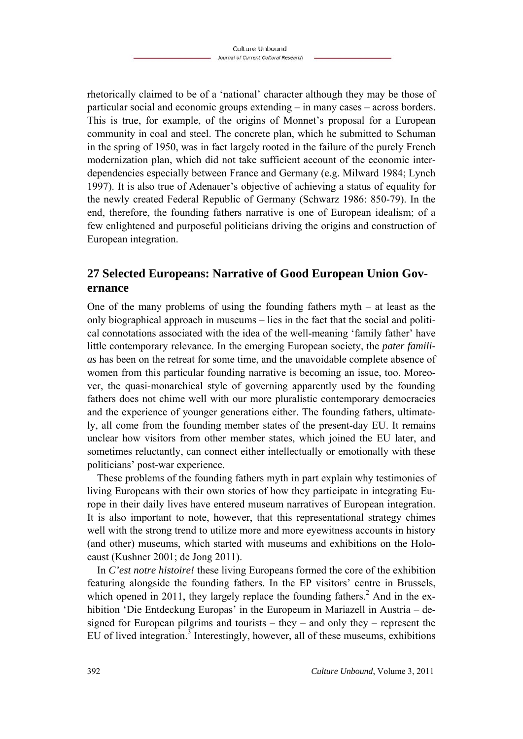rhetorically claimed to be of a 'national' character although they may be those of particular social and economic groups extending – in many cases – across borders. This is true, for example, of the origins of Monnet's proposal for a European community in coal and steel. The concrete plan, which he submitted to Schuman in the spring of 1950, was in fact largely rooted in the failure of the purely French modernization plan, which did not take sufficient account of the economic interdependencies especially between France and Germany (e.g. Milward 1984; Lynch 1997). It is also true of Adenauer's objective of achieving a status of equality for the newly created Federal Republic of Germany (Schwarz 1986: 850-79). In the end, therefore, the founding fathers narrative is one of European idealism; of a few enlightened and purposeful politicians driving the origins and construction of European integration.

## 27 Selected Europeans: Narrative of Good European Union Governance

One of the many problems of using the founding fathers myth – at least as the only biographical approach in museums – lies in the fact that the social and political connotations associated with the idea of the well-meaning 'family father' have little contemporary relevance. In the emerging European society, the *pater familias* has been on the retreat for some time, and the unavoidable complete absence of women from this particular founding narrative is becoming an issue, too. Moreover, the quasi-monarchical style of governing apparently used by the founding fathers does not chime well with our more pluralistic contemporary democracies and the experience of younger generations either. The founding fathers, ultimately, all come from the founding member states of the present-day EU. It remains unclear how visitors from other member states, which joined the EU later, and sometimes reluctantly, can connect either intellectually or emotionally with these politicians' post-war experience.

These problems of the founding fathers myth in part explain why testimonies of living Europeans with their own stories of how they participate in integrating Europe in their daily lives have entered museum narratives of European integration. It is also important to note, however, that this representational strategy chimes well with the strong trend to utilize more and more eyewitness accounts in history (and other) museums, which started with museums and exhibitions on the Holocaust (Kushner 2001; de Jong 2011).

In *C'est notre histoire!* these living Europeans formed the core of the exhibition featuring alongside the founding fathers. In the EP visitors' centre in Brussels, which opened in 2011, they largely replace the founding fathers.[2] And in the exhibition 'Die Entdeckung Europas' in the Europeum in Mariazell in Austria – designed for European pilgrims and tourists – they – and only they – represent the EU of lived integration.[3] Interestingly, however, all of these museums, exhibitions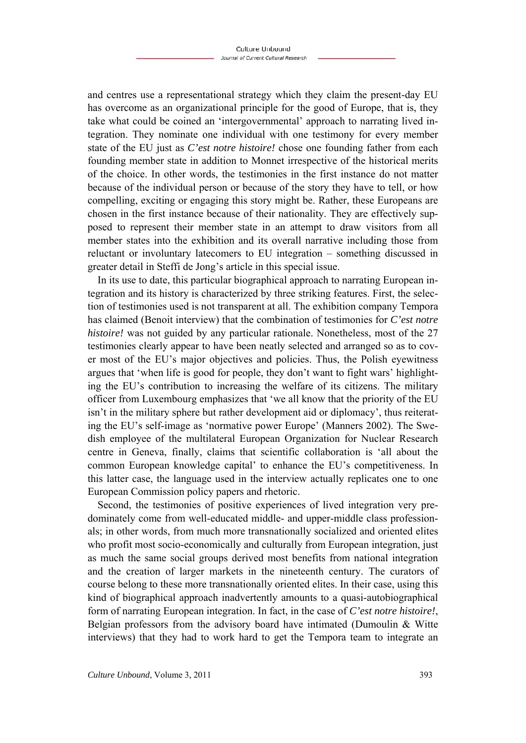and centres use a representational strategy which they claim the present-day EU has overcome as an organizational principle for the good of Europe, that is, they take what could be coined an 'intergovernmental' approach to narrating lived integration. They nominate one individual with one testimony for every member state of the EU just as *C'est notre histoire!* chose one founding father from each founding member state in addition to Monnet irrespective of the historical merits of the choice. In other words, the testimonies in the first instance do not matter because of the individual person or because of the story they have to tell, or how compelling, exciting or engaging this story might be. Rather, these Europeans are chosen in the first instance because of their nationality. They are effectively supposed to represent their member state in an attempt to draw visitors from all member states into the exhibition and its overall narrative including those from reluctant or involuntary latecomers to EU integration – something discussed in greater detail in Steffi de Jong's article in this special issue.

In its use to date, this particular biographical approach to narrating European integration and its history is characterized by three striking features. First, the selection of testimonies used is not transparent at all. The exhibition company Tempora has claimed (Benoit interview) that the combination of testimonies for *C'est notre histoire!* was not guided by any particular rationale. Nonetheless, most of the 27 testimonies clearly appear to have been neatly selected and arranged so as to cover most of the EU's major objectives and policies. Thus, the Polish eyewitness argues that 'when life is good for people, they don't want to fight wars' highlighting the EU's contribution to increasing the welfare of its citizens. The military officer from Luxembourg emphasizes that 'we all know that the priority of the EU isn't in the military sphere but rather development aid or diplomacy', thus reiterating the EU's self-image as 'normative power Europe' (Manners 2002). The Swedish employee of the multilateral European Organization for Nuclear Research centre in Geneva, finally, claims that scientific collaboration is 'all about the common European knowledge capital' to enhance the EU's competitiveness. In this latter case, the language used in the interview actually replicates one to one European Commission policy papers and rhetoric.

Second, the testimonies of positive experiences of lived integration very predominately come from well-educated middle- and upper-middle class professionals; in other words, from much more transnationally socialized and oriented elites who profit most socio-economically and culturally from European integration, just as much the same social groups derived most benefits from national integration and the creation of larger markets in the nineteenth century. The curators of course belong to these more transnationally oriented elites. In their case, using this kind of biographical approach inadvertently amounts to a quasi-autobiographical form of narrating European integration. In fact, in the case of *C'est notre histoire!*, Belgian professors from the advisory board have intimated (Dumoulin & Witte interviews) that they had to work hard to get the Tempora team to integrate an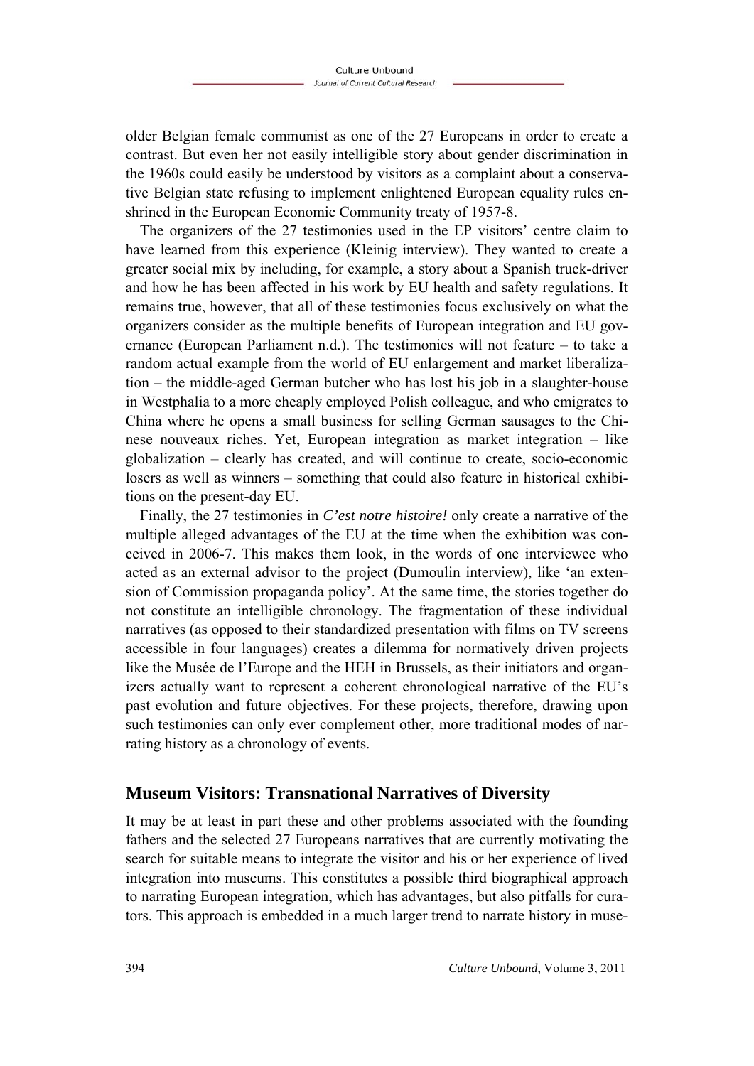older Belgian female communist as one of the 27 Europeans in order to create a contrast. But even her not easily intelligible story about gender discrimination in the 1960s could easily be understood by visitors as a complaint about a conservative Belgian state refusing to implement enlightened European equality rules enshrined in the European Economic Community treaty of 1957-8.

The organizers of the 27 testimonies used in the EP visitors' centre claim to have learned from this experience (Kleinig interview). They wanted to create a greater social mix by including, for example, a story about a Spanish truck-driver and how he has been affected in his work by EU health and safety regulations. It remains true, however, that all of these testimonies focus exclusively on what the organizers consider as the multiple benefits of European integration and EU governance (European Parliament n.d.). The testimonies will not feature – to take a random actual example from the world of EU enlargement and market liberalization – the middle-aged German butcher who has lost his job in a slaughter-house in Westphalia to a more cheaply employed Polish colleague, and who emigrates to China where he opens a small business for selling German sausages to the Chinese nouveaux riches. Yet, European integration as market integration – like globalization – clearly has created, and will continue to create, socio-economic losers as well as winners – something that could also feature in historical exhibitions on the present-day EU.

Finally, the 27 testimonies in *C'est notre histoire!* only create a narrative of the multiple alleged advantages of the EU at the time when the exhibition was conceived in 2006-7. This makes them look, in the words of one interviewee who acted as an external advisor to the project (Dumoulin interview), like 'an extension of Commission propaganda policy'. At the same time, the stories together do not constitute an intelligible chronology. The fragmentation of these individual narratives (as opposed to their standardized presentation with films on TV screens accessible in four languages) creates a dilemma for normatively driven projects like the Musée de l'Europe and the HEH in Brussels, as their initiators and organizers actually want to represent a coherent chronological narrative of the EU's past evolution and future objectives. For these projects, therefore, drawing upon such testimonies can only ever complement other, more traditional modes of narrating history as a chronology of events.

## Museum Visitors: Transnational Narratives of Diversity

It may be at least in part these and other problems associated with the founding fathers and the selected 27 Europeans narratives that are currently motivating the search for suitable means to integrate the visitor and his or her experience of lived integration into museums. This constitutes a possible third biographical approach to narrating European integration, which has advantages, but also pitfalls for curators. This approach is embedded in a much larger trend to narrate history in muse-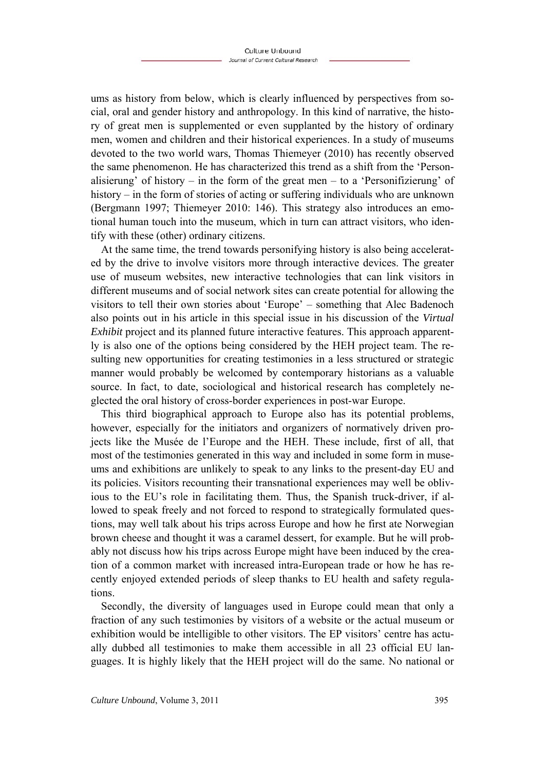ums as history from below, which is clearly influenced by perspectives from social, oral and gender history and anthropology. In this kind of narrative, the history of great men is supplemented or even supplanted by the history of ordinary men, women and children and their historical experiences. In a study of museums devoted to the two world wars, Thomas Thiemeyer (2010) has recently observed the same phenomenon. He has characterized this trend as a shift from the 'Personalisierung' of history – in the form of the great men – to a 'Personifizierung' of history – in the form of stories of acting or suffering individuals who are unknown (Bergmann 1997; Thiemeyer 2010: 146). This strategy also introduces an emotional human touch into the museum, which in turn can attract visitors, who identify with these (other) ordinary citizens.

At the same time, the trend towards personifying history is also being accelerated by the drive to involve visitors more through interactive devices. The greater use of museum websites, new interactive technologies that can link visitors in different museums and of social network sites can create potential for allowing the visitors to tell their own stories about 'Europe' – something that Alec Badenoch also points out in his article in this special issue in his discussion of the *Virtual Exhibit* project and its planned future interactive features. This approach apparently is also one of the options being considered by the HEH project team. The resulting new opportunities for creating testimonies in a less structured or strategic manner would probably be welcomed by contemporary historians as a valuable source. In fact, to date, sociological and historical research has completely neglected the oral history of cross-border experiences in post-war Europe.

This third biographical approach to Europe also has its potential problems, however, especially for the initiators and organizers of normatively driven projects like the Musée de l'Europe and the HEH. These include, first of all, that most of the testimonies generated in this way and included in some form in museums and exhibitions are unlikely to speak to any links to the present-day EU and its policies. Visitors recounting their transnational experiences may well be oblivious to the EU's role in facilitating them. Thus, the Spanish truck-driver, if allowed to speak freely and not forced to respond to strategically formulated questions, may well talk about his trips across Europe and how he first ate Norwegian brown cheese and thought it was a caramel dessert, for example. But he will probably not discuss how his trips across Europe might have been induced by the creation of a common market with increased intra-European trade or how he has recently enjoyed extended periods of sleep thanks to EU health and safety regulations.

Secondly, the diversity of languages used in Europe could mean that only a fraction of any such testimonies by visitors of a website or the actual museum or exhibition would be intelligible to other visitors. The EP visitors' centre has actually dubbed all testimonies to make them accessible in all 23 official EU languages. It is highly likely that the HEH project will do the same. No national or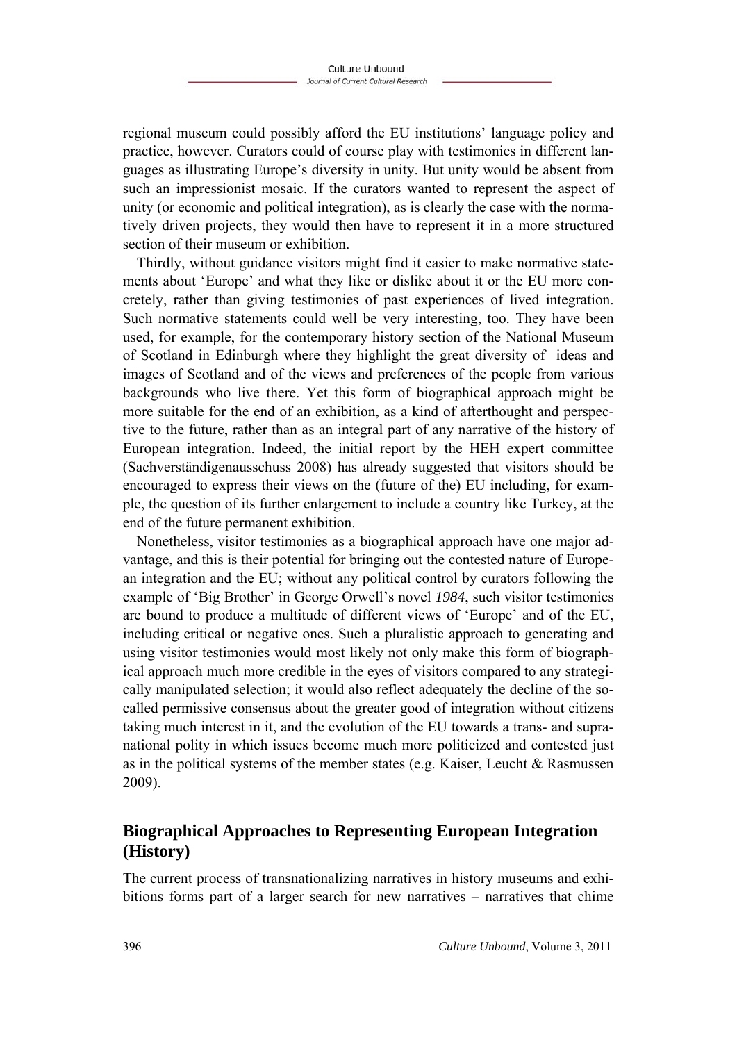regional museum could possibly afford the EU institutions' language policy and practice, however. Curators could of course play with testimonies in different languages as illustrating Europe's diversity in unity. But unity would be absent from such an impressionist mosaic. If the curators wanted to represent the aspect of unity (or economic and political integration), as is clearly the case with the normatively driven projects, they would then have to represent it in a more structured section of their museum or exhibition.

Thirdly, without guidance visitors might find it easier to make normative statements about 'Europe' and what they like or dislike about it or the EU more concretely, rather than giving testimonies of past experiences of lived integration. Such normative statements could well be very interesting, too. They have been used, for example, for the contemporary history section of the National Museum of Scotland in Edinburgh where they highlight the great diversity of ideas and images of Scotland and of the views and preferences of the people from various backgrounds who live there. Yet this form of biographical approach might be more suitable for the end of an exhibition, as a kind of afterthought and perspective to the future, rather than as an integral part of any narrative of the history of European integration. Indeed, the initial report by the HEH expert committee (Sachverständigenausschuss 2008) has already suggested that visitors should be encouraged to express their views on the (future of the) EU including, for example, the question of its further enlargement to include a country like Turkey, at the end of the future permanent exhibition.

Nonetheless, visitor testimonies as a biographical approach have one major advantage, and this is their potential for bringing out the contested nature of European integration and the EU; without any political control by curators following the example of 'Big Brother' in George Orwell's novel *1984*, such visitor testimonies are bound to produce a multitude of different views of 'Europe' and of the EU, including critical or negative ones. Such a pluralistic approach to generating and using visitor testimonies would most likely not only make this form of biographical approach much more credible in the eyes of visitors compared to any strategically manipulated selection; it would also reflect adequately the decline of the so-called permissive consensus about the greater good of integration without citizens taking much interest in it, and the evolution of the EU towards a trans- and supranational polity in which issues become much more politicized and contested just as in the political systems of the member states (e.g. Kaiser, Leucht & Rasmussen 2009).

## Biographical Approaches to Representing European Integration (History)

The current process of transnationalizing narratives in history museums and exhibitions forms part of a larger search for new narratives – narratives that chime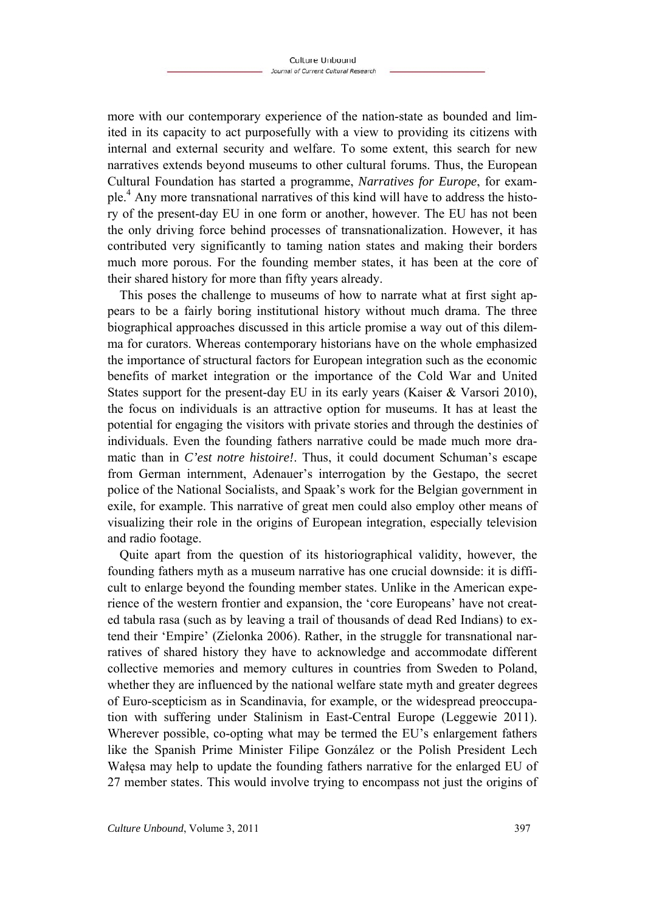more with our contemporary experience of the nation-state as bounded and limited in its capacity to act purposefully with a view to providing its citizens with internal and external security and welfare. To some extent, this search for new narratives extends beyond museums to other cultural forums. Thus, the European Cultural Foundation has started a programme, *Narratives for Europe*, for example.[4] Any more transnational narratives of this kind will have to address the history of the present-day EU in one form or another, however. The EU has not been the only driving force behind processes of transnationalization. However, it has contributed very significantly to taming nation states and making their borders much more porous. For the founding member states, it has been at the core of their shared history for more than fifty years already.

This poses the challenge to museums of how to narrate what at first sight appears to be a fairly boring institutional history without much drama. The three biographical approaches discussed in this article promise a way out of this dilemma for curators. Whereas contemporary historians have on the whole emphasized the importance of structural factors for European integration such as the economic benefits of market integration or the importance of the Cold War and United States support for the present-day EU in its early years (Kaiser & Varsori 2010), the focus on individuals is an attractive option for museums. It has at least the potential for engaging the visitors with private stories and through the destinies of individuals. Even the founding fathers narrative could be made much more dramatic than in *C'est notre histoire!*. Thus, it could document Schuman's escape from German internment, Adenauer's interrogation by the Gestapo, the secret police of the National Socialists, and Spaak's work for the Belgian government in exile, for example. This narrative of great men could also employ other means of visualizing their role in the origins of European integration, especially television and radio footage.

Quite apart from the question of its historiographical validity, however, the founding fathers myth as a museum narrative has one crucial downside: it is difficult to enlarge beyond the founding member states. Unlike in the American experience of the western frontier and expansion, the 'core Europeans' have not created tabula rasa (such as by leaving a trail of thousands of dead Red Indians) to extend their 'Empire' (Zielonka 2006). Rather, in the struggle for transnational narratives of shared history they have to acknowledge and accommodate different collective memories and memory cultures in countries from Sweden to Poland, whether they are influenced by the national welfare state myth and greater degrees of Euro-scepticism as in Scandinavia, for example, or the widespread preoccupation with suffering under Stalinism in East-Central Europe (Leggewie 2011). Wherever possible, co-opting what may be termed the EU's enlargement fathers like the Spanish Prime Minister Filipe González or the Polish President Lech Wałęsa may help to update the founding fathers narrative for the enlarged EU of 27 member states. This would involve trying to encompass not just the origins of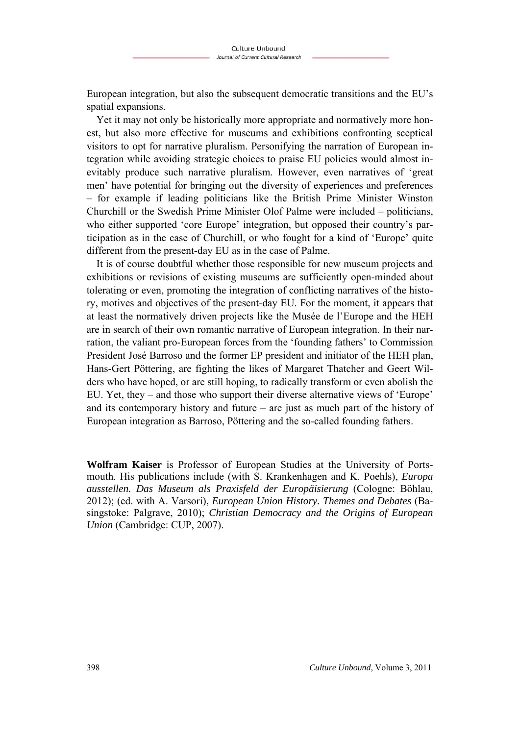European integration, but also the subsequent democratic transitions and the EU's spatial expansions.

Yet it may not only be historically more appropriate and normatively more honest, but also more effective for museums and exhibitions confronting sceptical visitors to opt for narrative pluralism. Personifying the narration of European integration while avoiding strategic choices to praise EU policies would almost inevitably produce such narrative pluralism. However, even narratives of 'great men' have potential for bringing out the diversity of experiences and preferences – for example if leading politicians like the British Prime Minister Winston Churchill or the Swedish Prime Minister Olof Palme were included – politicians, who either supported 'core Europe' integration, but opposed their country's participation as in the case of Churchill, or who fought for a kind of 'Europe' quite different from the present-day EU as in the case of Palme.

It is of course doubtful whether those responsible for new museum projects and exhibitions or revisions of existing museums are sufficiently open-minded about tolerating or even, promoting the integration of conflicting narratives of the history, motives and objectives of the present-day EU. For the moment, it appears that at least the normatively driven projects like the Musée de l'Europe and the HEH are in search of their own romantic narrative of European integration. In their narration, the valiant pro-European forces from the 'founding fathers' to Commission President José Barroso and the former EP president and initiator of the HEH plan, Hans-Gert Pöttering, are fighting the likes of Margaret Thatcher and Geert Wilders who have hoped, or are still hoping, to radically transform or even abolish the EU. Yet, they – and those who support their diverse alternative views of 'Europe' and its contemporary history and future – are just as much part of the history of European integration as Barroso, Pöttering and the so-called founding fathers.

**Wolfram Kaiser** is Professor of European Studies at the University of Portsmouth. His publications include (with S. Krankenhagen and K. Poehls), *Europa ausstellen. Das Museum als Praxisfeld der Europäisierung* (Cologne: Böhlau, 2012); (ed. with A. Varsori), *European Union History. Themes and Debates* (Basingstoke: Palgrave, 2010); *Christian Democracy and the Origins of European Union* (Cambridge: CUP, 2007).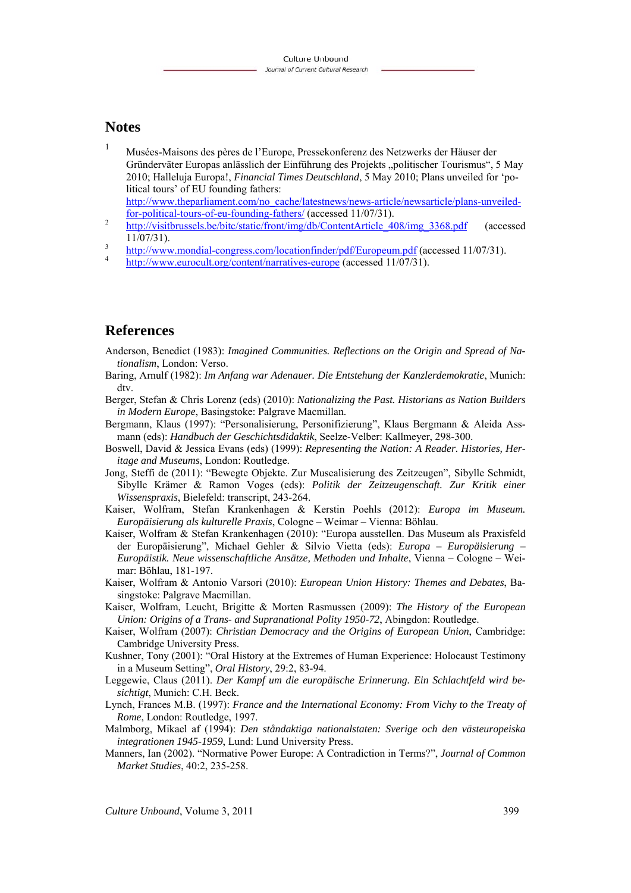## Notes

1 Musées-Maisons des pères de l'Europe, Pressekonferenz des Netzwerks der Häuser der Gründerväter Europas anlässlich der Einführung des Projekts „politischer Tourismus", 5 May 2010; Halleluja Europa!, *Financial Times Deutschland*, 5 May 2010; Plans unveiled for 'political tours' of EU founding fathers: http://www.theparliament.com/no_cache/latestnews/news-article/newsarticle/plans-unveiled-for-political-tours-of-eu-founding-fathers/ (accessed 11/07/31).

2 http://visitbrussels.be/bitc/static/front/img/db/ContentArticle_408/img_3368.pdf (accessed 11/07/31).

3 http://www.mondial-congress.com/locationfinder/pdf/Europeum.pdf (accessed 11/07/31).

4 http://www.eurocult.org/content/narratives-europe (accessed 11/07/31).

## References

Anderson, Benedict (1983): *Imagined Communities. Reflections on the Origin and Spread of Nationalism*, London: Verso.

Baring, Arnulf (1982): *Im Anfang war Adenauer. Die Entstehung der Kanzlerdemokratie*, Munich: dtv.

Berger, Stefan & Chris Lorenz (eds) (2010): *Nationalizing the Past. Historians as Nation Builders in Modern Europe*, Basingstoke: Palgrave Macmillan.

Bergmann, Klaus (1997): "Personalisierung, Personifizierung", Klaus Bergmann & Aleida Assmann (eds): *Handbuch der Geschichtsdidaktik*, Seelze-Velber: Kallmeyer, 298-300.

Boswell, David & Jessica Evans (eds) (1999): *Representing the Nation: A Reader. Histories, Heritage and Museums*, London: Routledge.

Jong, Steffi de (2011): "Bewegte Objekte. Zur Musealisierung des Zeitzeugen", Sibylle Schmidt, Sibylle Krämer & Ramon Voges (eds): *Politik der Zeitzeugenschaft. Zur Kritik einer Wissenspraxis*, Bielefeld: transcript, 243-264.

Kaiser, Wolfram, Stefan Krankenhagen & Kerstin Poehls (2012): *Europa im Museum. Europäisierung als kulturelle Praxis*, Cologne – Weimar – Vienna: Böhlau.

Kaiser, Wolfram & Stefan Krankenhagen (2010): "Europa ausstellen. Das Museum als Praxisfeld der Europäisierung", Michael Gehler & Silvio Vietta (eds): *Europa – Europäisierung – Europäistik. Neue wissenschaftliche Ansätze, Methoden und Inhalte*, Vienna – Cologne – Weimar: Böhlau, 181-197.

Kaiser, Wolfram & Antonio Varsori (2010): *European Union History: Themes and Debates*, Basingstoke: Palgrave Macmillan.

Kaiser, Wolfram, Leucht, Brigitte & Morten Rasmussen (2009): *The History of the European Union: Origins of a Trans- and Supranational Polity 1950-72*, Abingdon: Routledge.

Kaiser, Wolfram (2007): *Christian Democracy and the Origins of European Union*, Cambridge: Cambridge University Press.

Kushner, Tony (2001): "Oral History at the Extremes of Human Experience: Holocaust Testimony in a Museum Setting", *Oral History*, 29:2, 83-94.

Leggewie, Claus (2011). *Der Kampf um die europäische Erinnerung. Ein Schlachtfeld wird besichtigt*, Munich: C.H. Beck.

Lynch, Frances M.B. (1997): *France and the International Economy: From Vichy to the Treaty of Rome*, London: Routledge, 1997.

Malmborg, Mikael af (1994): *Den ståndaktiga nationalstaten: Sverige och den västeuropeiska integrationen 1945-1959*, Lund: Lund University Press.

Manners, Ian (2002). "Normative Power Europe: A Contradiction in Terms?", *Journal of Common Market Studies*, 40:2, 235-258.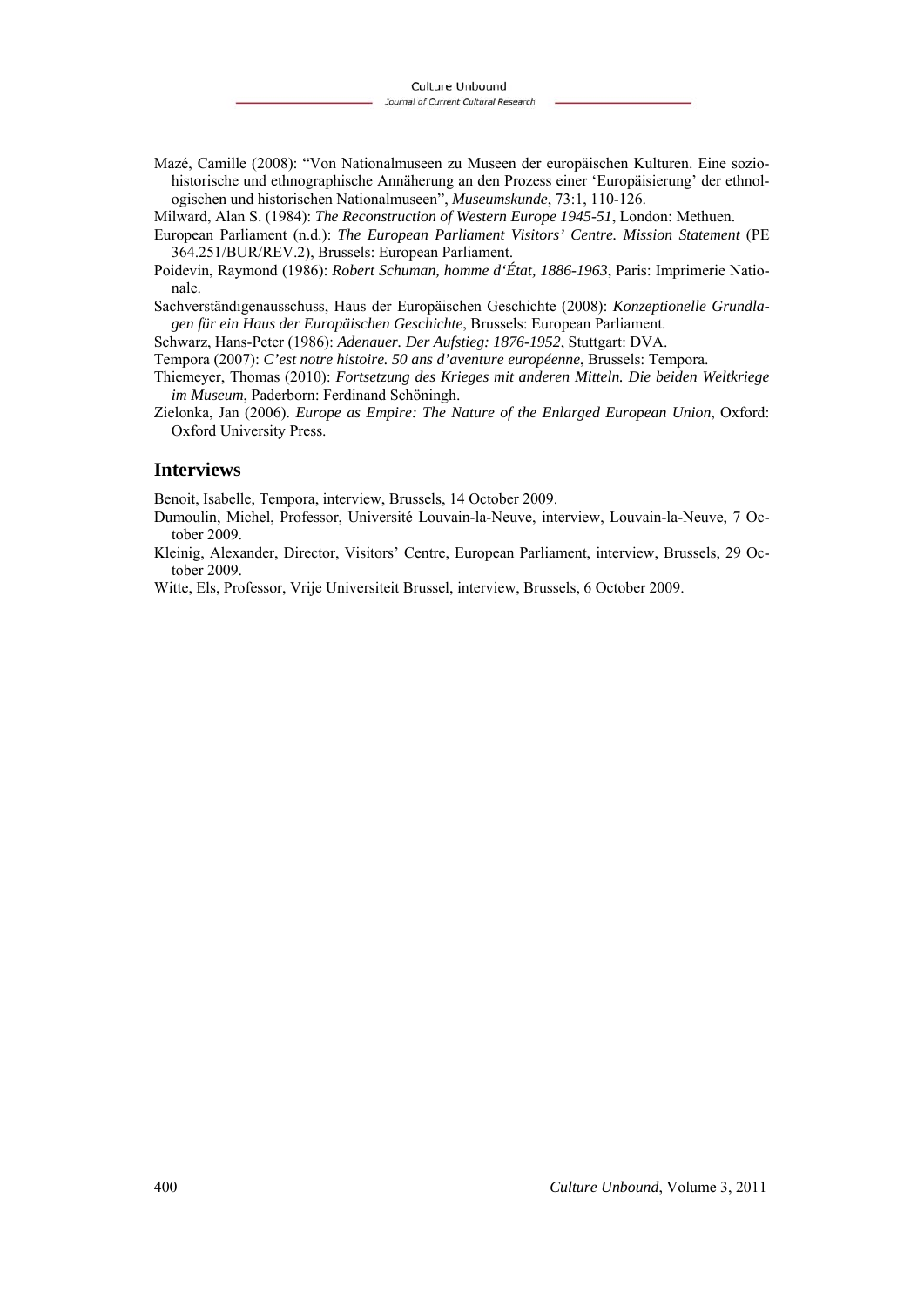Mazé, Camille (2008): "Von Nationalmuseen zu Museen der europäischen Kulturen. Eine sozio-historische und ethnographische Annäherung an den Prozess einer 'Europäisierung' der ethnologischen und historischen Nationalmuseen", *Museumskunde*, 73:1, 110-126.

Milward, Alan S. (1984): *The Reconstruction of Western Europe 1945-51*, London: Methuen.

European Parliament (n.d.): *The European Parliament Visitors' Centre. Mission Statement* (PE 364.251/BUR/REV.2), Brussels: European Parliament.

Poidevin, Raymond (1986): *Robert Schuman, homme d'État, 1886-1963*, Paris: Imprimerie Nationale.

Sachverständigenausschuss, Haus der Europäischen Geschichte (2008): *Konzeptionelle Grundlagen für ein Haus der Europäischen Geschichte*, Brussels: European Parliament.

Schwarz, Hans-Peter (1986): *Adenauer. Der Aufstieg: 1876-1952*, Stuttgart: DVA.

Tempora (2007): *C'est notre histoire. 50 ans d'aventure européenne*, Brussels: Tempora.

Thiemeyer, Thomas (2010): *Fortsetzung des Krieges mit anderen Mitteln. Die beiden Weltkriege im Museum*, Paderborn: Ferdinand Schöningh.

Zielonka, Jan (2006). *Europe as Empire: The Nature of the Enlarged European Union*, Oxford: Oxford University Press.

## Interviews

Benoit, Isabelle, Tempora, interview, Brussels, 14 October 2009.

Dumoulin, Michel, Professor, Université Louvain-la-Neuve, interview, Louvain-la-Neuve, 7 October 2009.

Kleinig, Alexander, Director, Visitors' Centre, European Parliament, interview, Brussels, 29 October 2009.

Witte, Els, Professor, Vrije Universiteit Brussel, interview, Brussels, 6 October 2009.